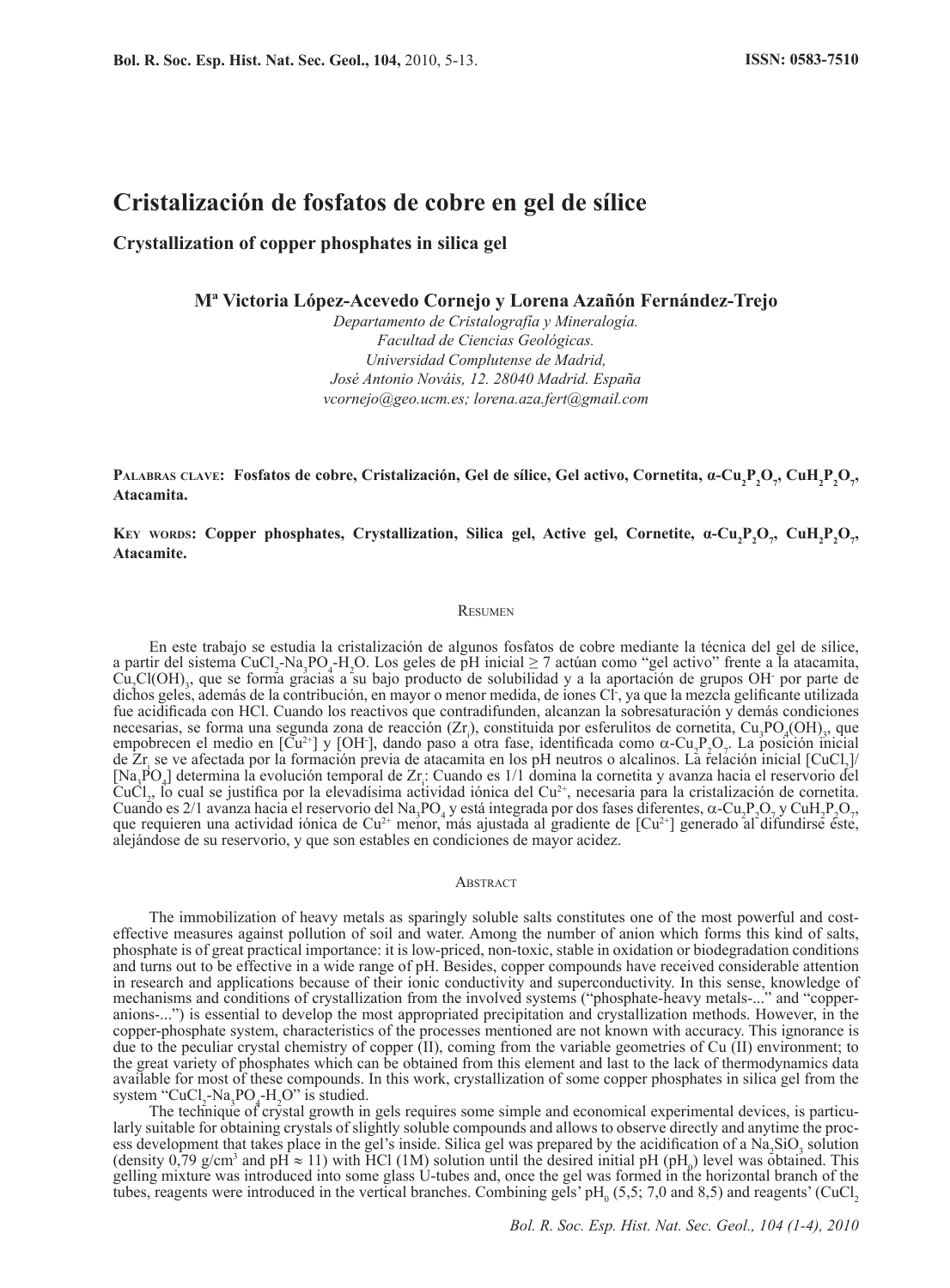# Cristalización de fosfatos de cobre en gel de sílice

## Crystallization of copper phosphates in silica gel

**Mª Victoria López-Acevedo Cornejo y Lorena Azañón Fernández-Trejo**

*Departamento de Cristalografía y Mineralogía.*
*Facultad de Ciencias Geológicas.*
*Universidad Complutense de Madrid,*
*José Antonio Nováis, 12. 28040 Madrid. España*
*vcornejo@geo.ucm.es; lorena.aza.fert@gmail.com*

**Palabras clave: Fosfatos de cobre, Cristalización, Gel de sílice, Gel activo, Cornetita, α-$Cu_2P_2O_7$, $CuH_2P_2O_7$, Atacamita.**

**Key words: Copper phosphates, Crystallization, Silica gel, Active gel, Cornetite, α-$Cu_2P_2O_7$, $CuH_2P_2O_7$, Atacamite.**

### Resumen

En este trabajo se estudia la cristalización de algunos fosfatos de cobre mediante la técnica del gel de sílice, a partir del sistema $CuCl_2$-$Na_3PO_4$-$H_2O$. Los geles de pH inicial ≥ 7 actúan como "gel activo" frente a la atacamita, $Cu_2Cl(OH)_3$, que se forma gracias a su bajo producto de solubilidad y a la aportación de grupos $OH^-$ por parte de dichos geles, además de la contribución, en mayor o menor medida, de iones $Cl^-$, ya que la mezcla gelificante utilizada fue acidificada con HCl. Cuando los reactivos que contradifunden, alcanzan la sobresaturación y demás condiciones necesarias, se forma una segunda zona de reacción ($Zr_i$), constituida por esferulitos de cornetita, $Cu_3PO_4(OH)_3$, que empobrecen el medio en $[Cu^{2+}]$ y $[OH^-]$, dando paso a otra fase, identificada como α-$Cu_2P_2O_7$. La posición inicial de $Zr_i$ se ve afectada por la formación previa de atacamita en los pH neutros o alcalinos. La relación inicial $[CuCl_2]/[Na_3PO_4]$ determina la evolución temporal de $Zr_i$: Cuando es 1/1 domina la cornetita y avanza hacia el reservorio del $CuCl_2$, lo cual se justifica por la elevadísima actividad iónica del $Cu^{2+}$, necesaria para la cristalización de cornetita. Cuando es 2/1 avanza hacia el reservorio del $Na_3PO_4$ y está integrada por dos fases diferentes, α-$Cu_2P_2O_7$ y $CuH_2P_2O_7$, que requieren una actividad iónica de $Cu^{2+}$ menor, más ajustada al gradiente de $[Cu^{2+}]$ generado al difundirse éste, alejándose de su reservorio, y que son estables en condiciones de mayor acidez.

### Abstract

The immobilization of heavy metals as sparingly soluble salts constitutes one of the most powerful and cost-effective measures against pollution of soil and water. Among the number of anion which forms this kind of salts, phosphate is of great practical importance: it is low-priced, non-toxic, stable in oxidation or biodegradation conditions and turns out to be effective in a wide range of pH. Besides, copper compounds have received considerable attention in research and applications because of their ionic conductivity and superconductivity. In this sense, knowledge of mechanisms and conditions of crystallization from the involved systems ("phosphate-heavy metals-..." and "copper-anions-...") is essential to develop the most appropriated precipitation and crystallization methods. However, in the copper-phosphate system, characteristics of the processes mentioned are not known with accuracy. This ignorance is due to the peculiar crystal chemistry of copper (II), coming from the variable geometries of Cu (II) environment; to the great variety of phosphates which can be obtained from this element and last to the lack of thermodynamics data available for most of these compounds. In this work, crystallization of some copper phosphates in silica gel from the system "$CuCl_2$-$Na_3PO_4$-$H_2O$" is studied.

The technique of crystal growth in gels requires some simple and economical experimental devices, is particularly suitable for obtaining crystals of slightly soluble compounds and allows to observe directly and anytime the process development that takes place in the gel's inside. Silica gel was prepared by the acidification of a $Na_2SiO_3$ solution (density 0,79 g/cm$^3$ and pH ≈ 11) with HCl (1M) solution until the desired initial pH ($pH_0$) level was obtained. This gelling mixture was introduced into some glass U-tubes and, once the gel was formed in the horizontal branch of the tubes, reagents were introduced in the vertical branches. Combining gels' $pH_0$ (5,5; 7,0 and 8,5) and reagents' ($CuCl_2$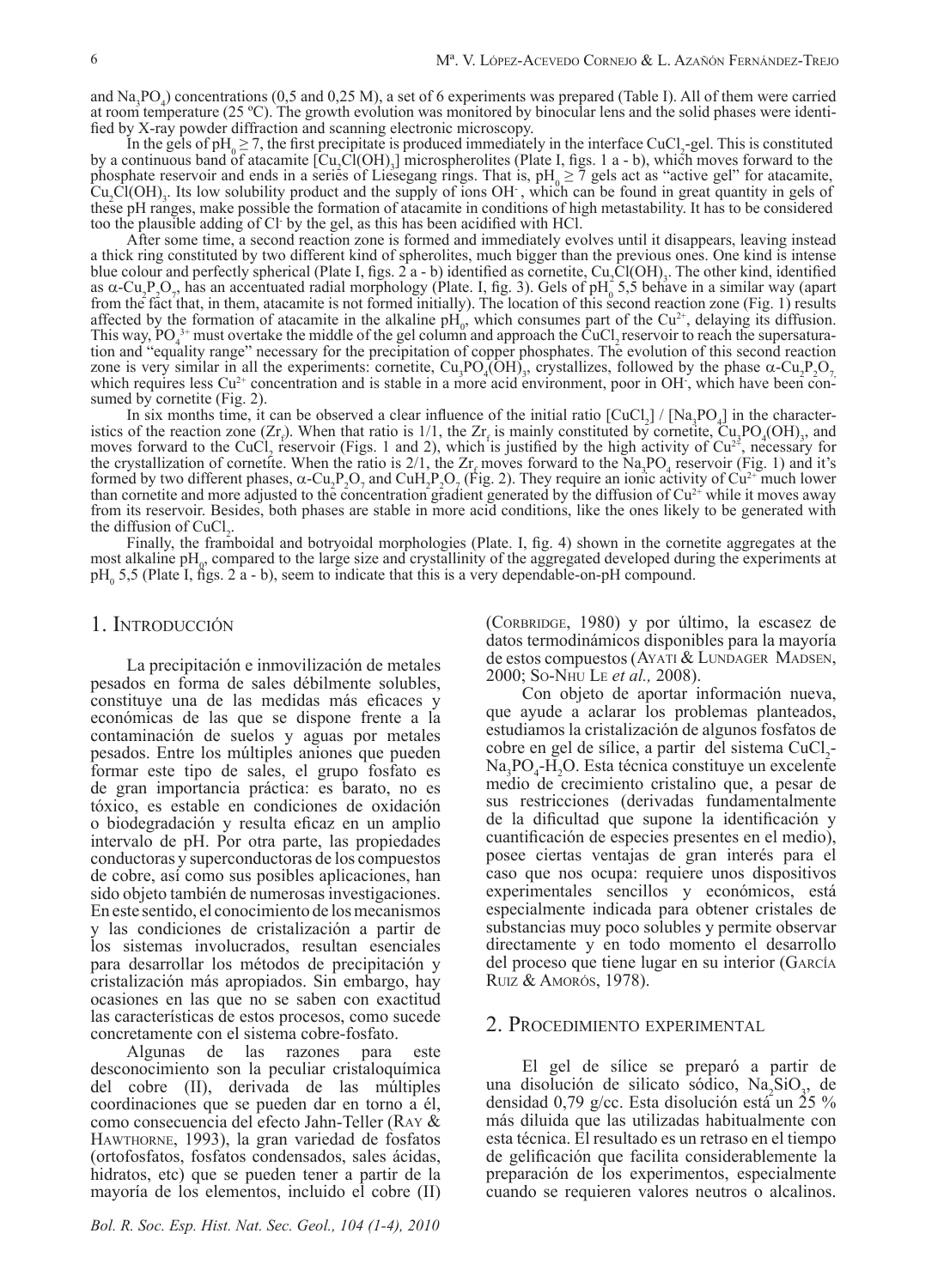and $Na_3PO_4$) concentrations (0,5 and 0,25 M), a set of 6 experiments was prepared (Table I). All of them were carried at room temperature (25 ºC). The growth evolution was monitored by binocular lens and the solid phases were identified by X-ray powder diffraction and scanning electronic microscopy.

In the gels of $pH_0 \geq 7$, the first precipitate is produced immediately in the interface $CuCl_2$-gel. This is constituted by a continuous band of atacamite [$Cu_2Cl(OH)_3$] microspherolites (Plate I, figs. 1 a - b), which moves forward to the phosphate reservoir and ends in a series of Liesegang rings. That is, $pH_0 \geq 7$ gels act as "active gel" for atacamite, $Cu_2Cl(OH)_3$. Its low solubility product and the supply of ions $OH^-$, which can be found in great quantity in gels of these pH ranges, make possible the formation of atacamite in conditions of high metastability. It has to be considered too the plausible adding of $Cl^-$ by the gel, as this has been acidified with HCl.

After some time, a second reaction zone is formed and immediately evolves until it disappears, leaving instead a thick ring constituted by two different kind of spherolites, much bigger than the previous ones. One kind is intense blue colour and perfectly spherical (Plate I, figs. 2 a - b) identified as cornetite, $Cu_3Cl(OH)_3$. The other kind, identified as $\alpha$-$Cu_2P_2O_7$, has an accentuated radial morphology (Plate. I, fig. 3). Gels of $pH_0$ 5,5 behave in a similar way (apart from the fact that, in them, atacamite is not formed initially). The location of this second reaction zone (Fig. 1) results affected by the formation of atacamite in the alkaline $pH_0$, which consumes part of the $Cu^{2+}$, delaying its diffusion. This way, $PO_4^{3+}$ must overtake the middle of the gel column and approach the $CuCl_2$ reservoir to reach the supersaturation and "equality range" necessary for the precipitation of copper phosphates. The evolution of this second reaction zone is very similar in all the experiments: cornetite, $Cu_3PO_4(OH)_3$, crystallizes, followed by the phase $\alpha$-$Cu_2P_2O_7$, which requires less $Cu^{2+}$ concentration and is stable in a more acid environment, poor in $OH^-$, which have been consumed by cornetite (Fig. 2).

In six months time, it can be observed a clear influence of the initial ratio [$CuCl_2$] / [$Na_3PO_4$] in the characteristics of the reaction zone ($Zr_f$). When that ratio is 1/1, the $Zr_f$ is mainly constituted by cornetite, $Cu_3PO_4(OH)_3$, and moves forward to the $CuCl_2$ reservoir (Figs. 1 and 2), which is justified by the high activity of $Cu^{2+}$, necessary for the crystallization of cornetite. When the ratio is 2/1, the $Zr_f$ moves forward to the $Na_3PO_4$ reservoir (Fig. 1) and it's formed by two different phases, $\alpha$-$Cu_2P_2O_7$ and $CuH_2P_2O_7$ (Fig. 2). They require an ionic activity of $Cu^{2+}$ much lower than cornetite and more adjusted to the concentration gradient generated by the diffusion of $Cu^{2+}$ while it moves away from its reservoir. Besides, both phases are stable in more acid conditions, like the ones likely to be generated with the diffusion of $CuCl_2$.

Finally, the framboidal and botryoidal morphologies (Plate. I, fig. 4) shown in the cornetite aggregates at the most alkaline $pH_0$, compared to the large size and crystallinity of the aggregated developed during the experiments at $pH_0$ 5,5 (Plate I, figs. 2 a - b), seem to indicate that this is a very dependable-on-pH compound.

## 1. Introducción

La precipitación e inmovilización de metales pesados en forma de sales débilmente solubles, constituye una de las medidas más eficaces y económicas de las que se dispone frente a la contaminación de suelos y aguas por metales pesados. Entre los múltiples aniones que pueden formar este tipo de sales, el grupo fosfato es de gran importancia práctica: es barato, no es tóxico, es estable en condiciones de oxidación o biodegradación y resulta eficaz en un amplio intervalo de pH. Por otra parte, las propiedades conductoras y superconductoras de los compuestos de cobre, así como sus posibles aplicaciones, han sido objeto también de numerosas investigaciones. En este sentido, el conocimiento de los mecanismos y las condiciones de cristalización a partir de los sistemas involucrados, resultan esenciales para desarrollar los métodos de precipitación y cristalización más apropiados. Sin embargo, hay ocasiones en las que no se saben con exactitud las características de estos procesos, como sucede concretamente con el sistema cobre-fosfato.

Algunas de las razones para este desconocimiento son la peculiar cristaloquímica del cobre (II), derivada de las múltiples coordinaciones que se pueden dar en torno a él, como consecuencia del efecto Jahn-Teller (Ray & Hawthorne, 1993), la gran variedad de fosfatos (ortofosfatos, fosfatos condensados, sales ácidas, hidratos, etc) que se pueden tener a partir de la mayoría de los elementos, incluido el cobre (II) (Corbridge, 1980) y por último, la escasez de datos termodinámicos disponibles para la mayoría de estos compuestos (Ayati & Lundager Madsen, 2000; So-Nhu Le *et al.,* 2008).

Con objeto de aportar información nueva, que ayude a aclarar los problemas planteados, estudiamos la cristalización de algunos fosfatos de cobre en gel de sílice, a partir del sistema $CuCl_2$-$Na_3PO_4$-$H_2O$. Esta técnica constituye un excelente medio de crecimiento cristalino que, a pesar de sus restricciones (derivadas fundamentalmente de la dificultad que supone la identificación y cuantificación de especies presentes en el medio), posee ciertas ventajas de gran interés para el caso que nos ocupa: requiere unos dispositivos experimentales sencillos y económicos, está especialmente indicada para obtener cristales de substancias muy poco solubles y permite observar directamente y en todo momento el desarrollo del proceso que tiene lugar en su interior (García Ruiz & Amorós, 1978).

## 2. Procedimiento experimental

El gel de sílice se preparó a partir de una disolución de silicato sódico, $Na_2SiO_3$, de densidad 0,79 g/cc. Esta disolución está un 25 % más diluida que las utilizadas habitualmente con esta técnica. El resultado es un retraso en el tiempo de gelificación que facilita considerablemente la preparación de los experimentos, especialmente cuando se requieren valores neutros o alcalinos.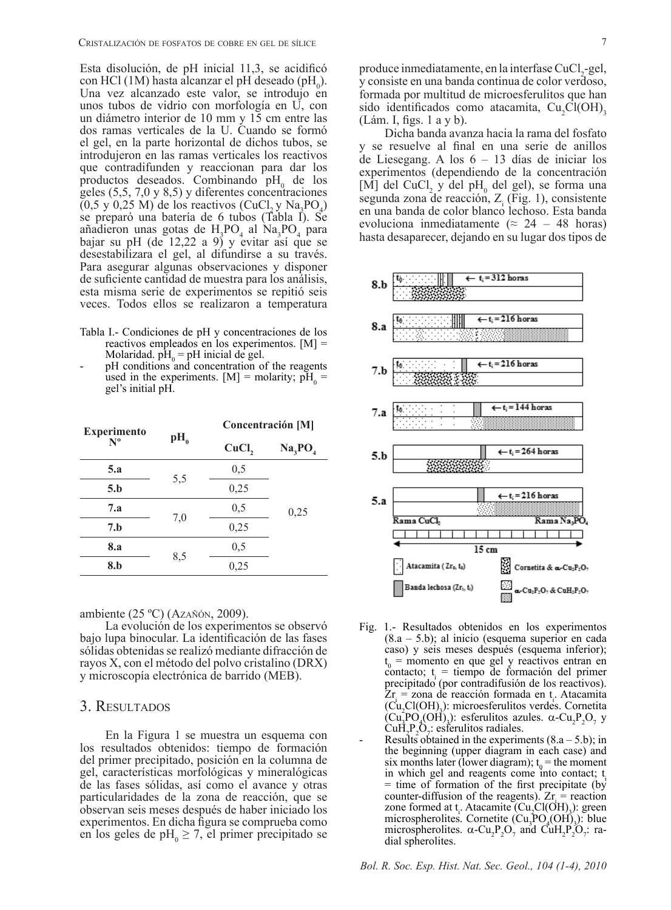Esta disolución, de pH inicial 11,3, se acidificó con HCl (1M) hasta alcanzar el pH deseado ($pH_0$). Una vez alcanzado este valor, se introdujo en unos tubos de vidrio con morfología en U, con un diámetro interior de 10 mm y 15 cm entre las dos ramas verticales de la U. Cuando se formó el gel, en la parte horizontal de dichos tubos, se introdujeron en las ramas verticales los reactivos que contradifunden y reaccionan para dar los productos deseados. Combinando $pH_0$ de los geles (5,5, 7,0 y 8,5) y diferentes concentraciones (0,5 y 0,25 M) de los reactivos ($CuCl_2$ y $Na_3PO_4$) se preparó una batería de 6 tubos (Tabla I). Se añadieron unas gotas de $H_3PO_4$ al $Na_3PO_4$ para bajar su pH (de 12,22 a 9) y evitar así que se desestabilizara el gel, al difundirse a su través. Para asegurar algunas observaciones y disponer de suficiente cantidad de muestra para los análisis, esta misma serie de experimentos se repitió seis veces. Todos ellos se realizaron a temperatura ambiente (25 ºC) (Azañón, 2009).

Tabla I.- Condiciones de pH y concentraciones de los reactivos empleados en los experimentos. [M] = Molaridad. $pH_0$ = pH inicial de gel.

- pH conditions and concentration of the reagents used in the experiments. [M] = molarity; $pH_0$ = gel's initial pH.

| Experimento Nº | $pH_0$ | Concentración [M] | |
|---|---|---|---|
| | | $CuCl_2$ | $Na_3PO_4$ |
| **5.a** | 5,5 | 0,5 | 0,25 |
| **5.b** | | 0,25 | |
| **7.a** | 7,0 | 0,5 | |
| **7.b** | | 0,25 | |
| **8.a** | 8,5 | 0,5 | |
| **8.b** | | 0,25 | |

La evolución de los experimentos se observó bajo lupa binocular. La identificación de las fases sólidas obtenidas se realizó mediante difracción de rayos X, con el método del polvo cristalino (DRX) y microscopía electrónica de barrido (MEB).

## 3. Resultados

En la Figura 1 se muestra un esquema con los resultados obtenidos: tiempo de formación del primer precipitado, posición en la columna de gel, características morfológicas y mineralógicas de las fases sólidas, así como el avance y otras particularidades de la zona de reacción, que se observan seis meses después de haber iniciado los experimentos. En dicha figura se comprueba como en los geles de $pH_0 \geq 7$, el primer precipitado se produce inmediatamente, en la interfase $CuCl_2$-gel, y consiste en una banda continua de color verdoso, formada por multitud de microesferulitos que han sido identificados como atacamita, $Cu_2Cl(OH)_3$ (Lám. I, figs. 1 a y b).

Dicha banda avanza hacia la rama del fosfato y se resuelve al final en una serie de anillos de Liesegang. A los 6 – 13 días de iniciar los experimentos (dependiendo de la concentración [M] del $CuCl_2$ y del $pH_0$ del gel), se forma una segunda zona de reacción, $Z_i$ (Fig. 1), consistente en una banda de color blanco lechoso. Esta banda evoluciona inmediatamente (≈ 24 – 48 horas) hasta desaparecer, dejando en su lugar dos tipos de

8.b — $t_0$ — ← $t_i$ = 312 horas
8.a — $t_0$ — ← $t_i$ = 216 horas
7.b — $t_0$ — ← $t_i$ = 216 horas
7.a — $t_0$ — ← $t_i$ = 144 horas
5.b — ← $t_i$ = 264 horas
5.a — ← $t_i$ = 216 horas

Rama $CuCl_2$ — Rama $Na_3PO_4$ — 15 cm

Atacamita ($Zr_0$, $t_0$) | Cornetita & $\alpha$-$Cu_2P_2O_7$ | Banda lechosa ($Zr_i$, $t_i$) | $\alpha$-$Cu_2P_2O_7$ & $CuH_2P_2O_7$

Fig. 1.- Resultados obtenidos en los experimentos (8.a – 5.b); al inicio (esquema superior en cada caso) y seis meses después (esquema inferior); $t_0$ = momento en que gel y reactivos entran en contacto; $t_i$ = tiempo de formación del primer precipitado (por contradifusión de los reactivos). $Zr_i$ = zona de reacción formada en $t_i$. Atacamita ($Cu_2Cl(OH)_3$): microesferulitos verdes. Cornetita ($Cu_3PO_4(OH)_3$): esferulitos azules. $\alpha$-$Cu_2P_2O_7$ y $CuH_2P_2O_7$: esferulitos radiales.

- Results obtained in the experiments (8.a – 5.b); in the beginning (upper diagram in each case) and six months later (lower diagram); $t_0$ = the moment in which gel and reagents come into contact; $t_i$ = time of formation of the first precipitate (by counter-diffusion of the reagents). $Zr_i$ = reaction zone formed at $t_i$. Atacamite ($Cu_2Cl(OH)_3$): green microspherolites. Cornetite ($Cu_3PO_4(OH)_3$): blue microspherolites. $\alpha$-$Cu_2P_2O_7$ and $CuH_2P_2O_7$: radial spherolites.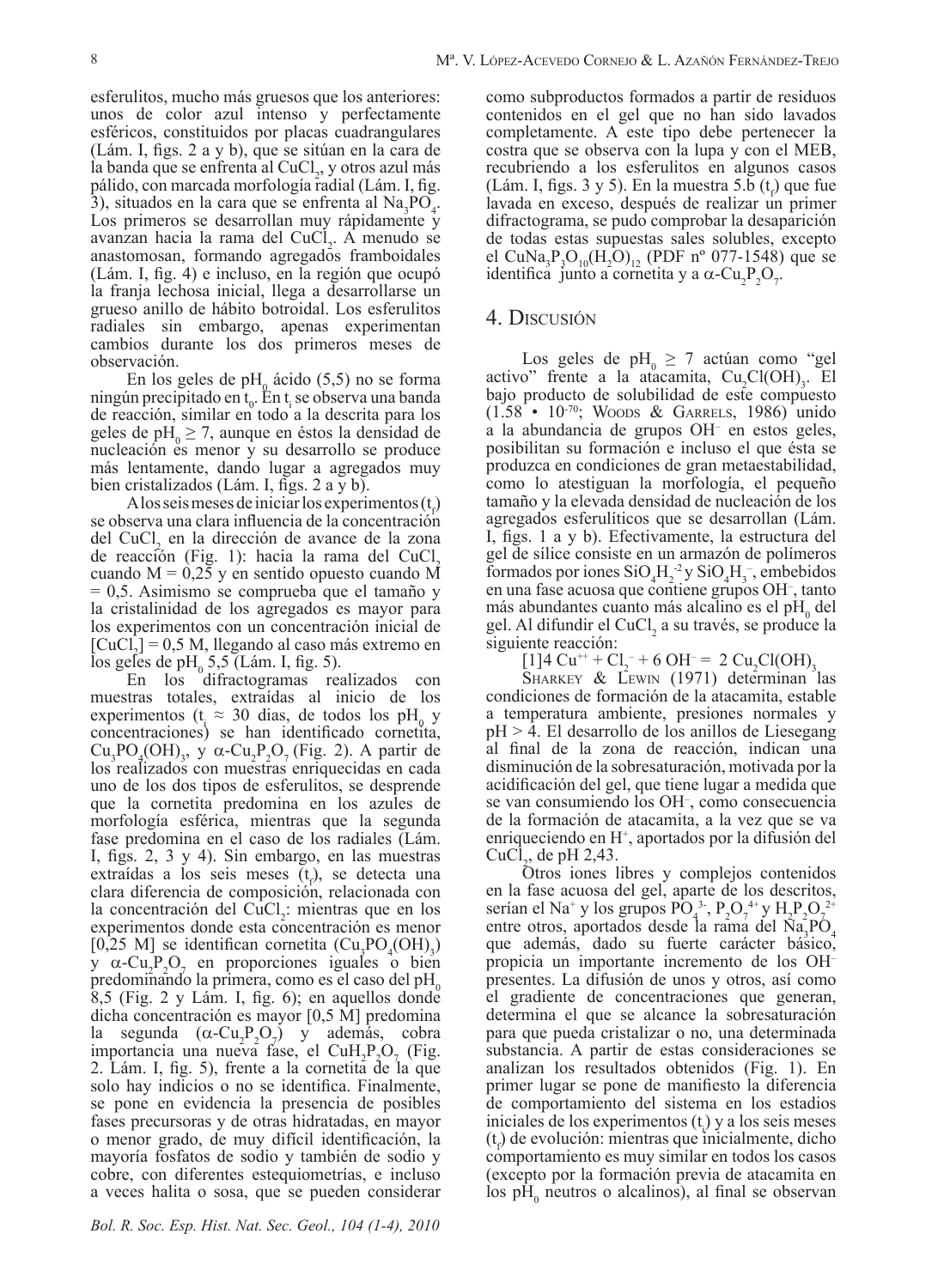esferulitos, mucho más gruesos que los anteriores: unos de color azul intenso y perfectamente esféricos, constituidos por placas cuadrangulares (Lám. I, figs. 2 a y b), que se sitúan en la cara de la banda que se enfrenta al $CuCl_2$, y otros azul más pálido, con marcada morfología radial (Lám. I, fig. 3), situados en la cara que se enfrenta al $Na_3PO_4$. Los primeros se desarrollan muy rápidamente y avanzan hacia la rama del $CuCl_2$. A menudo se anastomosan, formando agregados framboidales (Lám. I, fig. 4) e incluso, en la región que ocupó la franja lechosa inicial, llega a desarrollarse un grueso anillo de hábito botroidal. Los esferulitos radiales sin embargo, apenas experimentan cambios durante los dos primeros meses de observación.

En los geles de $pH_0$ ácido (5,5) no se forma ningún precipitado en $t_0$. En $t_i$ se observa una banda de reacción, similar en todo a la descrita para los geles de $pH_0 \geq 7$, aunque en éstos la densidad de nucleación es menor y su desarrollo se produce más lentamente, dando lugar a agregados muy bien cristalizados (Lám. I, figs. 2 a y b).

A los seis meses de iniciar los experimentos ($t_f$) se observa una clara influencia de la concentración del $CuCl_2$ en la dirección de avance de la zona de reacción (Fig. 1): hacia la rama del $CuCl_2$ cuando M = 0,25 y en sentido opuesto cuando M = 0,5. Asimismo se comprueba que el tamaño y la cristalinidad de los agregados es mayor para los experimentos con un concentración inicial de $[CuCl_2]$ = 0,5 M, llegando al caso más extremo en los geles de $pH_0$ 5,5 (Lám. I, fig. 5).

En los difractogramas realizados con muestras totales, extraídas al inicio de los experimentos ($t_i \approx$ 30 dias, de todos los $pH_0$ y concentraciones) se han identificado cornetita, $Cu_3PO_4(OH)_3$, y $\alpha$-$Cu_2P_2O_7$ (Fig. 2). A partir de los realizados con muestras enriquecidas en cada uno de los dos tipos de esferulitos, se desprende que la cornetita predomina en los azules de morfología esférica, mientras que la segunda fase predomina en el caso de los radiales (Lám. I, figs. 2, 3 y 4). Sin embargo, en las muestras extraídas a los seis meses ($t_f$), se detecta una clara diferencia de composición, relacionada con la concentración del $CuCl_2$: mientras que en los experimentos donde esta concentración es menor [0,25 M] se identifican cornetita ($Cu_3PO_4(OH)_3$) y $\alpha$-$Cu_2P_2O_7$ en proporciones iguales o bien predominando la primera, como es el caso del $pH_0$ 8,5 (Fig. 2 y Lám. I, fig. 6); en aquellos donde dicha concentración es mayor [0,5 M] predomina la segunda ($\alpha$-$Cu_2P_2O_7$) y además, cobra importancia una nueva fase, el $CuH_2P_2O_7$ (Fig. 2. Lám. I, fig. 5), frente a la cornetita de la que solo hay indicios o no se identifica. Finalmente, se pone en evidencia la presencia de posibles fases precursoras y de otras hidratadas, en mayor o menor grado, de muy difícil identificación, la mayoría fosfatos de sodio y también de sodio y cobre, con diferentes estequiometrías, e incluso a veces halita o sosa, que se pueden considerar como subproductos formados a partir de residuos contenidos en el gel que no han sido lavados completamente. A este tipo debe pertenecer la costra que se observa con la lupa y con el MEB, recubriendo a los esferulitos en algunos casos (Lám. I, figs. 3 y 5). En la muestra 5.b ($t_f$) que fue lavada en exceso, después de realizar un primer difractograma, se pudo comprobar la desaparición de todas estas supuestas sales solubles, excepto el $CuNa_3P_3O_{10}(H_2O)_{12}$ (PDF nº 077-1548) que se identifica junto a cornetita y a $\alpha$-$Cu_2P_2O_7$.

## 4. Discusión

Los geles de $pH_0 \geq 7$ actúan como "gel activo" frente a la atacamita, $Cu_2Cl(OH)_3$. El bajo producto de solubilidad de este compuesto ($1.58 \cdot 10^{-70}$; Woods & Garrels, 1986) unido a la abundancia de grupos $OH^-$ en estos geles, posibilitan su formación e incluso el que ésta se produzca en condiciones de gran metaestabilidad, como lo atestiguan la morfología, el pequeño tamaño y la elevada densidad de nucleación de los agregados esferulíticos que se desarrollan (Lám. I, figs. 1 y b). Efectivamente, la estructura del gel de sílice consiste en un armazón de polímeros formados por iones $SiO_4H_2^{-2}$ y $SiO_4H_3^-$, embebidos en una fase acuosa que contiene grupos $OH^-$, tanto más abundantes cuanto más alcalino es el $pH_0$ del gel. Al difundir el $CuCl_2$ a su través, se produce la siguiente reacción:

[1] $4\,Cu^{++} + Cl_2^- + 6\,OH^- = 2\,Cu_2Cl(OH)_3$

Sharkey & Lewin (1971) determinan las condiciones de formación de la atacamita, estable a temperatura ambiente, presiones normales y pH > 4. El desarrollo de los anillos de Liesegang al final de la zona de reacción, indican una disminución de la sobresaturación, motivada por la acidificación del gel, que tiene lugar a medida que se van consumiendo los $OH^-$, como consecuencia de la formación de atacamita, a la vez que se va enriqueciendo en $H^+$, aportados por la difusión del $CuCl_2$, de pH 2,43.

Otros iones libres y complejos contenidos en la fase acuosa del gel, aparte de los descritos, serían el $Na^+$ y los grupos $PO_4^{3-}$, $P_2O_7^{4+}$ y $H_2P_2O_7^{2+}$ entre otros, aportados desde la rama del $Na_3PO_4$ que además, dado su fuerte carácter básico, propicia un importante incremento de los $OH^-$ presentes. La difusión de unos y otros, así como el gradiente de concentraciones que generan, determina el que se alcance la sobresaturación para que pueda cristalizar o no, una determinada substancia. A partir de estas consideraciones se analizan los resultados obtenidos (Fig. 1). En primer lugar se pone de manifiesto la diferencia de comportamiento del sistema en los estadios iniciales de los experimentos ($t_i$) y a los seis meses ($t_f$) de evolución: mientras que inicialmente, dicho comportamiento es muy similar en todos los casos (excepto por la formación previa de atacamita en los $pH_0$ neutros o alcalinos), al final se observan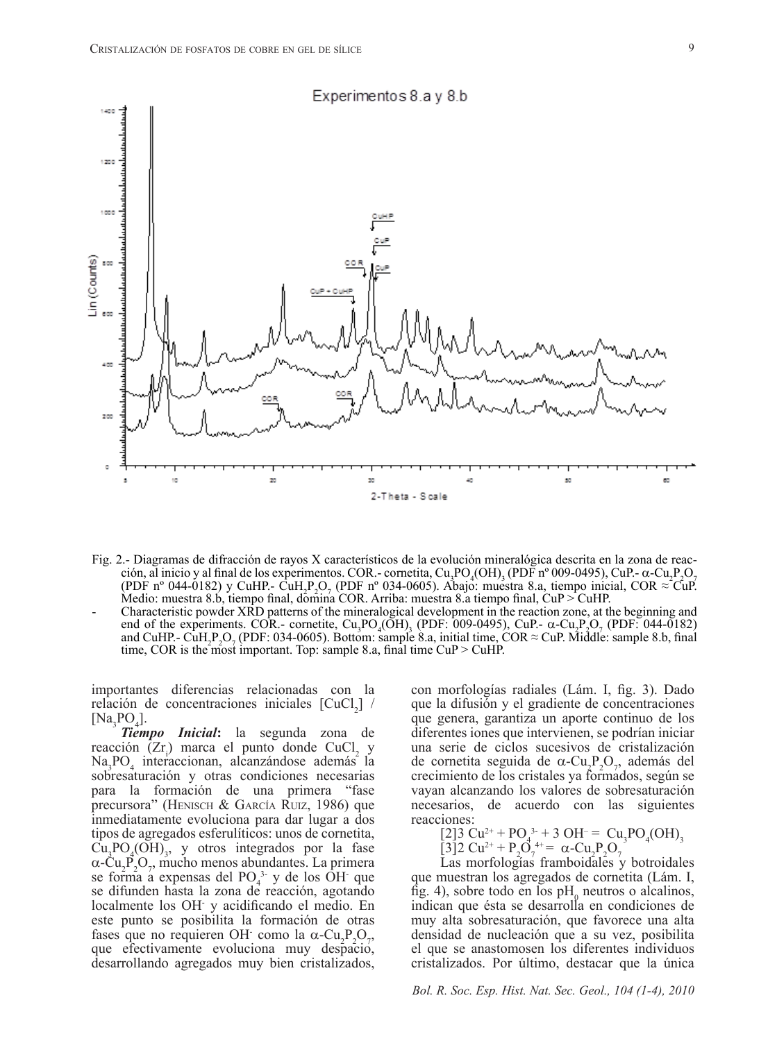Fig. 2.- Diagramas de difracción de rayos X característicos de la evolución mineralógica descrita en la zona de reacción, al inicio y al final de los experimentos. COR.- cornetita, $Cu_3PO_4(OH)_3$ (PDF nº 009-0495), CuP.- $\alpha$-$Cu_2P_2O_7$ (PDF nº 044-0182) y CuHP.- $CuH_2P_2O_7$ (PDF nº 034-0605). Abajo: muestra 8.a, tiempo inicial, COR ≈ CuP. Medio: muestra 8.b, tiempo final, domina COR. Arriba: muestra 8.a tiempo final, CuP > CuHP.

- Characteristic powder XRD patterns of the mineralogical development in the reaction zone, at the beginning and end of the experiments. COR.- cornetite, $Cu_3PO_4(OH)_3$ (PDF: 009-0495), CuP.- $\alpha$-$Cu_2P_2O_7$ (PDF: 044-0182) and CuHP.- $CuH_2P_2O_7$ (PDF: 034-0605). Bottom: sample 8.a, initial time, COR ≈ CuP. Middle: sample 8.b, final time, COR is the most important. Top: sample 8.a, final time CuP > CuHP.

importantes diferencias relacionadas con la relación de concentraciones iniciales $[CuCl_2]$ / $[Na_3PO_4]$.

***Tiempo Inicial***: la segunda zona de reacción ($Zr_i$) marca el punto donde $CuCl_2$ y $Na_3PO_4$ interaccionan, alcanzándose además la sobresaturación y otras condiciones necesarias para la formación de una primera "fase precursora" (Henisch & García Ruiz, 1986) que inmediatamente evoluciona para dar lugar a dos tipos de agregados esferulíticos: unos de cornetita, $Cu_3PO_4(OH)_3$, y otros integrados por la fase $\alpha$-$Cu_2P_2O_7$, mucho menos abundantes. La primera se forma a expensas del $PO_4^{3-}$ y de los $OH^-$ que se difunden hasta la zona de reacción, agotando localmente los $OH^-$ y acidificando el medio. En este punto se posibilita la formación de otras fases que no requieren $OH^-$ como la $\alpha$-$Cu_2P_2O_7$, que efectivamente evoluciona muy despacio, desarrollando agregados muy bien cristalizados, con morfologías radiales (Lám. I, fig. 3). Dado que la difusión y el gradiente de concentraciones que genera, garantiza un aporte continuo de los diferentes iones que intervienen, se podrían iniciar una serie de ciclos sucesivos de cristalización de cornetita seguida de $\alpha$-$Cu_2P_2O_7$, además del crecimiento de los cristales ya formados, según se vayan alcanzando los valores de sobresaturación necesarios, de acuerdo con las siguientes reacciones:

$$[2]\; 3\,Cu^{2+} + PO_4^{3-} + 3\,OH^- = Cu_3PO_4(OH)_3$$

$$[3]\; 2\,Cu^{2+} + P_2O_7^{4+} = \alpha\text{-}Cu_2P_2O_7$$

Las morfologías framboidales y botroidales que muestran los agregados de cornetita (Lám. I, fig. 4), sobre todo en los $pH_0$ neutros o alcalinos, indican que ésta se desarrolla en condiciones de muy alta sobresaturación, que favorece una alta densidad de nucleación que a su vez, posibilita el que se anastomosen los diferentes individuos cristalizados. Por último, destacar que la única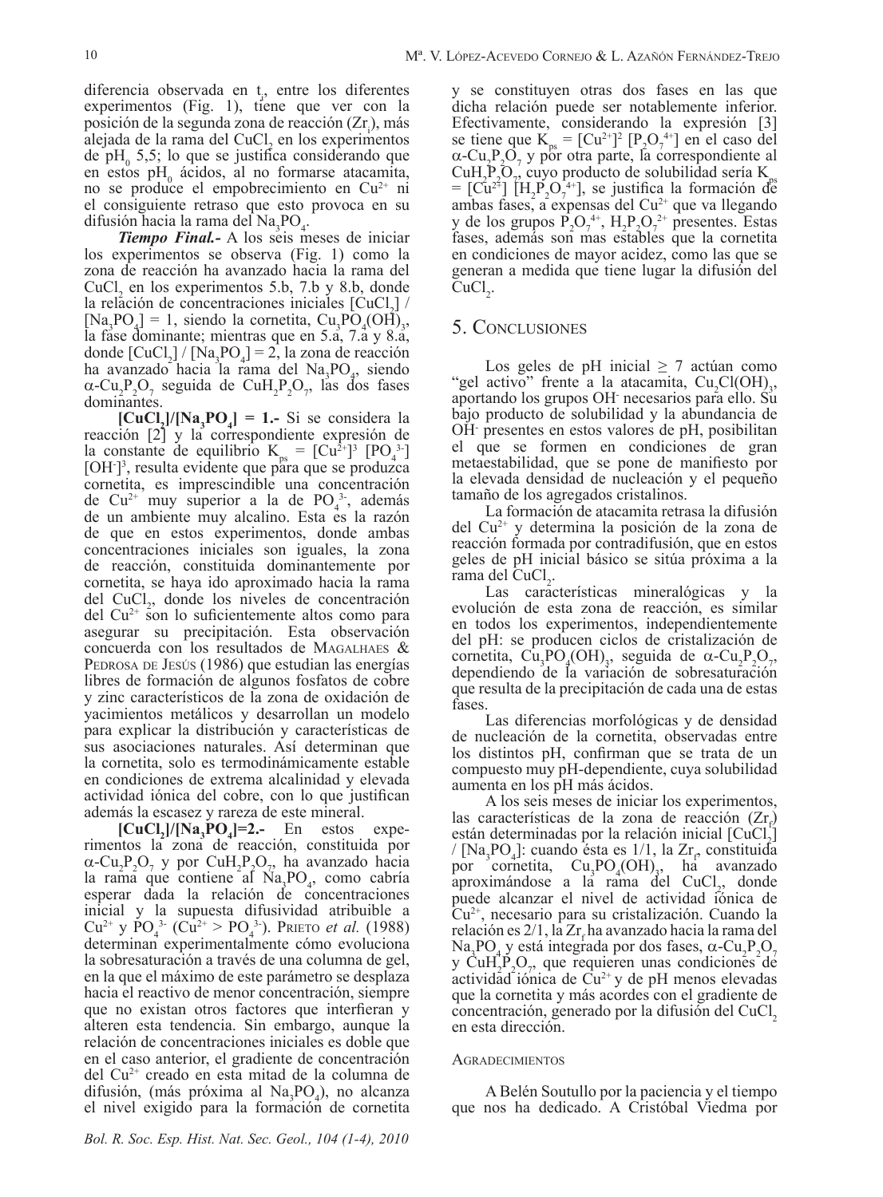diferencia observada en $t_1$, entre los diferentes experimentos (Fig. 1), tiene que ver con la posición de la segunda zona de reacción ($Zr_1$), más alejada de la rama del $CuCl_2$ en los experimentos de $pH_0$ 5,5; lo que se justifica considerando que en estos $pH_0$ ácidos, al no formarse atacamita, no se produce el empobrecimiento en $Cu^{2+}$ ni el consiguiente retraso que esto provoca en su difusión hacia la rama del $Na_3PO_4$.

***Tiempo Final.-*** A los seis meses de iniciar los experimentos se observa (Fig. 1) como la zona de reacción ha avanzado hacia la rama del $CuCl_2$ en los experimentos 5.b, 7.b y 8.b, donde la relación de concentraciones iniciales $[CuCl_2]$ / $[Na_3PO_4]$ = 1, siendo la cornetita, $Cu_3PO_4(OH)_3$, la fase dominante; mientras que en 5.a, 7.a y 8.a, donde $[CuCl_2]$ / $[Na_3PO_4]$ = 2, la zona de reacción ha avanzado hacia la rama del $Na_3PO_4$, siendo $\alpha$-$Cu_2P_2O_7$ seguida de $CuH_2P_2O_7$, las dos fases dominantes.

**$[CuCl_2]/[Na_3PO_4]$ = 1.-** Si se considera la reacción [2] y la correspondiente expresión de la constante de equilibrio $K_{ps} = [Cu^{2+}]^3 [PO_4^{3-}] [OH^-]^3$, resulta evidente que para que se produzca cornetita, es imprescindible una concentración de $Cu^{2+}$ muy superior a la de $PO_4^{3-}$, además de un ambiente muy alcalino. Esta es la razón de que en estos experimentos, donde ambas concentraciones iniciales son iguales, la zona de reacción, constituida dominantemente por cornetita, se haya ido aproximado hacia la rama del $CuCl_2$, donde los niveles de concentración del $Cu^{2+}$ son lo suficientemente altos como para asegurar su precipitación. Esta observación concuerda con los resultados de Magalhaes & Pedrosa de Jesús (1986) que estudian las energías libres de formación de algunos fosfatos de cobre y zinc característicos de la zona de oxidación de yacimientos metálicos y desarrollan un modelo para explicar la distribución y características de sus asociaciones naturales. Así determinan que la cornetita, solo es termodinámicamente estable en condiciones de extrema alcalinidad y elevada actividad iónica del cobre, con lo que justifican además la escasez y rareza de este mineral.

**$[CuCl_2]/[Na_3PO_4]$=2.-** En estos experimentos la zona de reacción, constituida por $\alpha$-$Cu_2P_2O_7$ y por $CuH_2P_2O_7$, ha avanzado hacia la rama que contiene al $Na_3PO_4$, como cabría esperar dada la relación de concentraciones inicial y la supuesta difusividad atribuible a $Cu^{2+}$ y $PO_4^{3-}$ ($Cu^{2+} > PO_4^{3-}$). Prieto *et al.* (1988) determinan experimentalmente cómo evoluciona la sobresaturación a través de una columna de gel, en la que el máximo de este parámetro se desplaza hacia el reactivo de menor concentración, siempre que no existan otros factores que interfieran y alteren esta tendencia. Sin embargo, aunque la relación de concentraciones iniciales es doble que en el caso anterior, el gradiente de concentración del $Cu^{2+}$ creado en esta mitad de la columna de difusión, (más próxima al $Na_3PO_4$), no alcanza el nivel exigido para la formación de cornetita y se constituyen otras dos fases en las que dicha relación puede ser notablemente inferior. Efectivamente, considerando la expresión [3] se tiene que $K_{ps} = [Cu^{2+}]^2 [P_2O_7^{4+}]$ en el caso del $\alpha$-$Cu_2P_2O_7$ y por otra parte, la correspondiente al $CuH_2P_2O_7$, cuyo producto de solubilidad sería $K_{ps} = [Cu^{2+}] [H_2P_2O_7^{4+}]$, se justifica la formación de ambas fases, a expensas del $Cu^{2+}$ que va llegando y de los grupos $P_2O_7^{4+}$, $H_2P_2O_7^{2+}$ presentes. Estas fases, además son mas estables que la cornetita en condiciones de mayor acidez, como las que se generan a medida que tiene lugar la difusión del $CuCl_2$.

## 5. Conclusiones

Los geles de pH inicial ≥ 7 actúan como "gel activo" frente a la atacamita, $Cu_2Cl(OH)_3$, aportando los grupos $OH^-$ necesarios para ello. Su bajo producto de solubilidad y la abundancia de $OH^-$ presentes en estos valores de pH, posibilitan el que se formen en condiciones de gran metaestabilidad, que se pone de manifiesto por la elevada densidad de nucleación y el pequeño tamaño de los agregados cristalinos.

La formación de atacamita retrasa la difusión del $Cu^{2+}$ y determina la posición de la zona de reacción formada por contradifusión, que en estos geles de pH inicial básico se sitúa próxima a la rama del $CuCl_2$.

Las características mineralógicas y la evolución de esta zona de reacción, es similar en todos los experimentos, independientemente del pH: se producen ciclos de cristalización de cornetita, $Cu_3PO_4(OH)_3$, seguida de $\alpha$-$Cu_2P_2O_7$, dependiendo de la variación de sobresaturación que resulta de la precipitación de cada una de estas fases.

Las diferencias morfológicas y de densidad de nucleación de la cornetita, observadas entre los distintos pH, confirman que se trata de un compuesto muy pH-dependiente, cuya solubilidad aumenta en los pH más ácidos.

A los seis meses de iniciar los experimentos, las características de la zona de reacción ($Zr_f$) están determinadas por la relación inicial $[CuCl_2]$ / $[Na_3PO_4]$: cuando ésta es 1/1, la $Zr_f$, constituida por cornetita, $Cu_3PO_4(OH)_3$, ha avanzado aproximándose a la rama del $CuCl_2$, donde puede alcanzar el nivel de actividad iónica de $Cu^{2+}$, necesario para su cristalización. Cuando la relación es 2/1, la $Zr_f$ ha avanzado hacia la rama del $Na_3PO_4$ y está integrada por dos fases, $\alpha$-$Cu_2P_2O_7$ y $CuH_2P_2O_7$, que requieren unas condiciones de actividad iónica de $Cu^{2+}$ y de pH menos elevadas que la cornetita y más acordes con el gradiente de concentración, generado por la difusión del $CuCl_2$ en esta dirección.

### Agradecimientos

A Belén Soutullo por la paciencia y el tiempo que nos ha dedicado. A Cristóbal Viedma por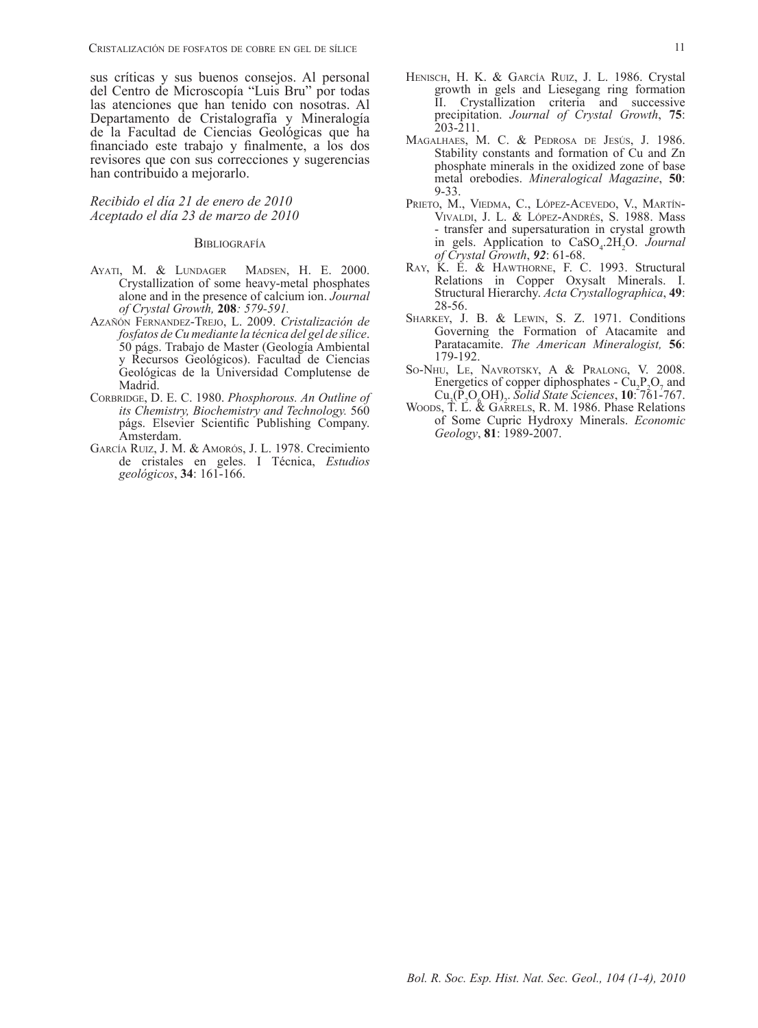sus críticas y sus buenos consejos. Al personal del Centro de Microscopía "Luis Bru" por todas las atenciones que han tenido con nosotras. Al Departamento de Cristalografía y Mineralogía de la Facultad de Ciencias Geológicas que ha financiado este trabajo y finalmente, a los dos revisores que con sus correcciones y sugerencias han contribuido a mejorarlo.

*Recibido el día 21 de enero de 2010*
*Aceptado el día 23 de marzo de 2010*

## Bibliografía

Ayati, M. & Lundager Madsen, H. E. 2000. Crystallization of some heavy-metal phosphates alone and in the presence of calcium ion. *Journal of Crystal Growth,* **208***: 579-591.*

Azañón Fernandez-Trejo, L. 2009. *Cristalización de fosfatos de Cu mediante la técnica del gel de sílice*. 50 págs. Trabajo de Master (Geología Ambiental y Recursos Geológicos). Facultad de Ciencias Geológicas de la Universidad Complutense de Madrid.

Corbridge, D. E. C. 1980. *Phosphorous. An Outline of its Chemistry, Biochemistry and Technology.* 560 págs. Elsevier Scientific Publishing Company. Amsterdam.

García Ruiz, J. M. & Amorós, J. L. 1978. Crecimiento de cristales en geles. I Técnica, *Estudios geológicos*, **34**: 161-166.

Henisch, H. K. & García Ruiz, J. L. 1986. Crystal growth in gels and Liesegang ring formation II. Crystallization criteria and successive precipitation. *Journal of Crystal Growth*, **75**: 203-211.

Magalhaes, M. C. & Pedrosa de Jesús, J. 1986. Stability constants and formation of Cu and Zn phosphate minerals in the oxidized zone of base metal orebodies. *Mineralogical Magazine*, **50**: 9-33.

Prieto, M., Viedma, C., López-Acevedo, V., Martín-Vivaldi, J. L. & López-Andrés, S. 1988. Mass - transfer and supersaturation in crystal growth in gels. Application to $CaSO_4.2H_2O$. *Journal of Crystal Growth*, ***92***: 61-68.

Ray, K. E. & Hawthorne, F. C. 1993. Structural Relations in Copper Oxysalt Minerals. I. Structural Hierarchy. *Acta Crystallographica*, **49**: 28-56.

Sharkey, J. B. & Lewin, S. Z. 1971. Conditions Governing the Formation of Atacamite and Paratacamite. *The American Mineralogist,* **56**: 179-192.

So-Nhu, Le, Navrotsky, A & Pralong, V. 2008. Energetics of copper diphosphates - $Cu_2P_2O_7$ and $Cu_3(P_2O_6OH)_2$. *Solid State Sciences*, **10**: 761-767.

Woods, T. L. & Garrels, R. M. 1986. Phase Relations of Some Cupric Hydroxy Minerals. *Economic Geology*, **81**: 1989-2007.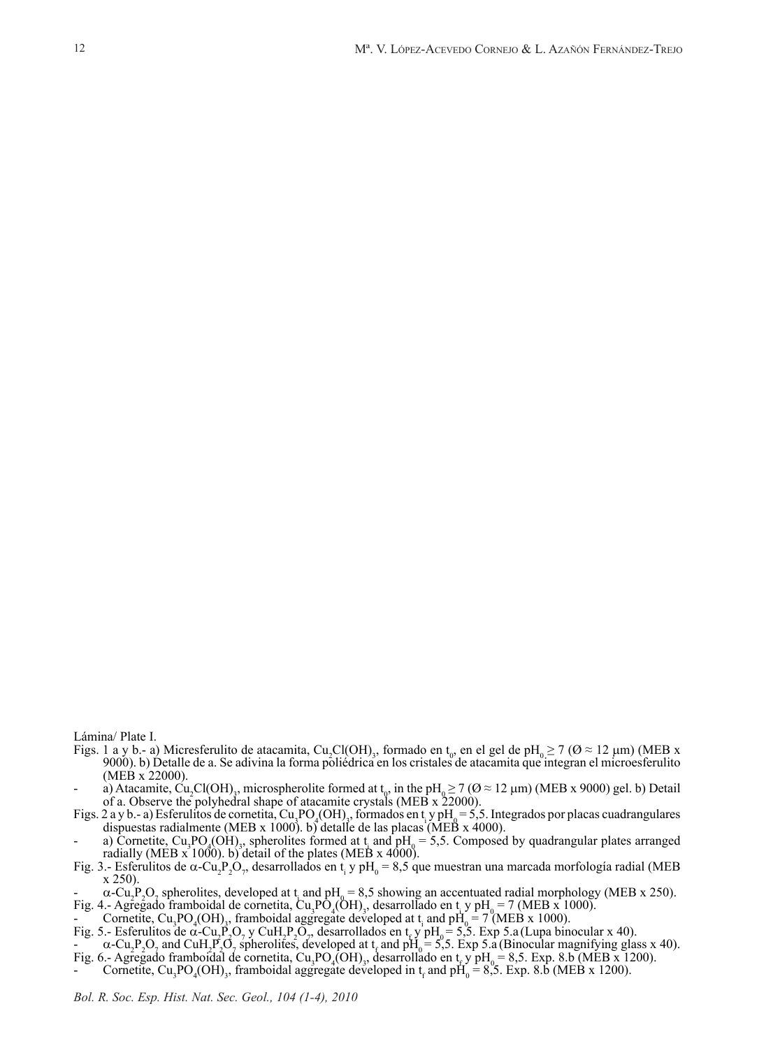Lámina/ Plate I.

Figs. 1 a y b.- a) Micresferulito de atacamita, $Cu_2Cl(OH)_3$, formado en $t_0$, en el gel de $pH_0 \geq 7$ (Ø ≈ 12 μm) (MEB x 9000). b) Detalle de a. Se adivina la forma poliédrica en los cristales de atacamita que integran el microesferulito (MEB x 22000).

- a) Atacamite, $Cu_2Cl(OH)_3$, microspherolite formed at $t_0$, in the $pH_0 \geq 7$ (Ø ≈ 12 μm) (MEB x 9000) gel. b) Detail of a. Observe the polyhedral shape of atacamite crystals (MEB x 22000).

Figs. 2 a y b.- a) Esferulitos de cornetita, $Cu_3PO_4(OH)_3$, formados en $t_i$ y $pH_0 = 5,5$. Integrados por placas cuadrangulares dispuestas radialmente (MEB x 1000). b) detalle de las placas (MEB x 4000).

- a) Cornetite, $Cu_3PO_4(OH)_3$, spherolites formed at $t_i$ and $pH_0 = 5,5$. Composed by quadrangular plates arranged radially (MEB x 1000). b) detail of the plates (MEB x 4000).

Fig. 3.- Esferulitos de $\alpha$-$Cu_2P_2O_7$, desarrollados en $t_i$ y $pH_0 = 8,5$ que muestran una marcada morfología radial (MEB x 250).

- $\alpha$-$Cu_2P_2O_7$ spherolites, developed at $t_i$ and $pH_0 = 8,5$ showing an accentuated radial morphology (MEB x 250).

Fig. 4.- Agregado framboidal de cornetita, $Cu_3PO_4(OH)_3$, desarrollado en $t_i$ y $pH_0 = 7$ (MEB x 1000).

- Cornetite, $Cu_3PO_4(OH)_3$, framboidal aggregate developed at $t_i$ and $pH_0 = 7$ (MEB x 1000).

Fig. 5.- Esferulitos de $\alpha$-$Cu_2P_2O_7$ y $CuH_2P_2O_7$, desarrollados en $t_f$ y $pH_0 = 5,5$. Exp 5.a (Lupa binocular x 40).

- $\alpha$-$Cu_2P_2O_7$ and $CuH_2P_2O_7$ spherolites, developed at $t_f$ and $pH_0 = 5,5$. Exp 5.a (Binocular magnifying glass x 40).

Fig. 6.- Agregado framboidal de cornetita, $Cu_3PO_4(OH)_3$, desarrollado en $t_f$ y $pH_0 = 8,5$. Exp. 8.b (MEB x 1200).

- Cornetite, $Cu_3PO_4(OH)_3$, framboidal aggregate developed in $t_f$ and $pH_0 = 8,5$. Exp. 8.b (MEB x 1200).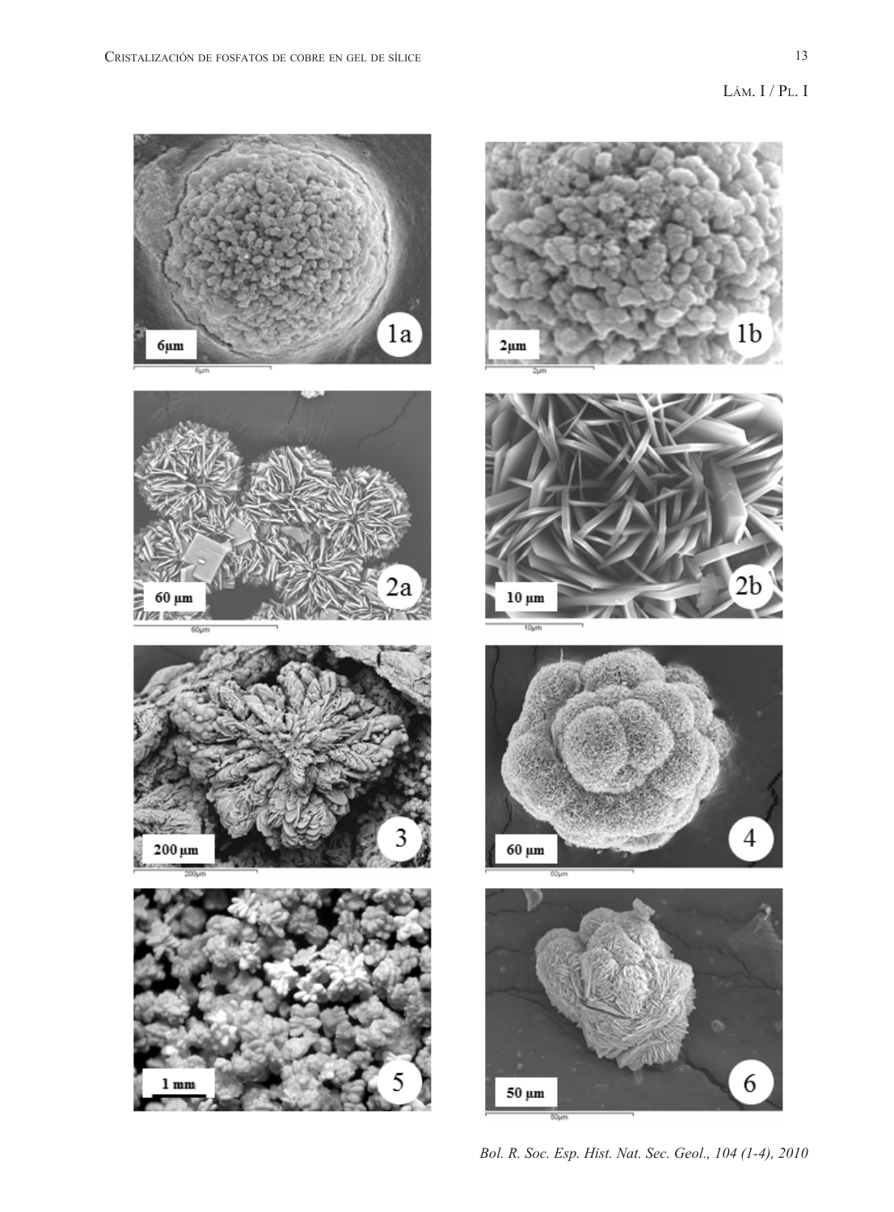Lám. I / Pl. I